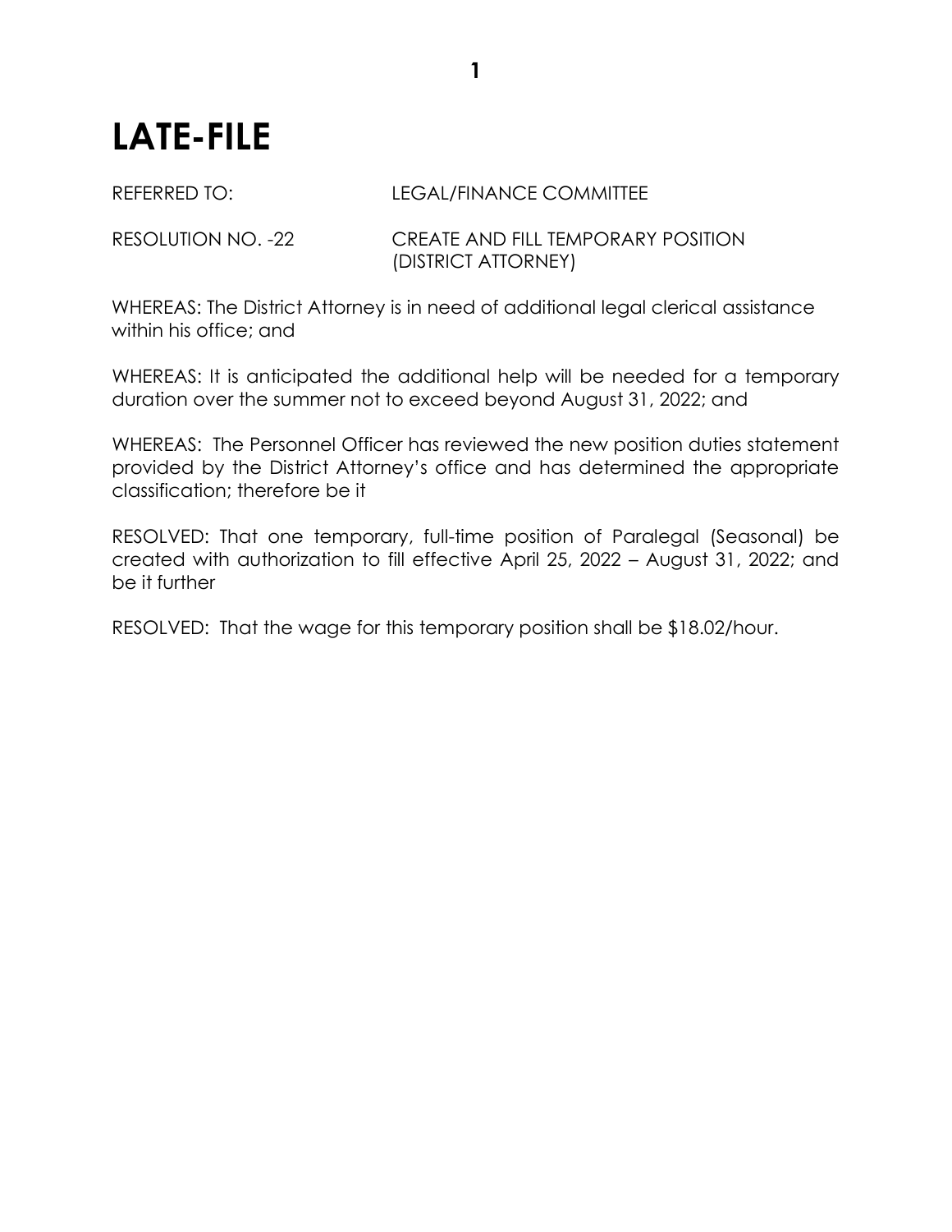# LATE-FILE

REFERRED TO: LEGAL/FINANCE COMMITTEE

RESOLUTION NO. -22 CREATE AND FILL TEMPORARY POSITION (DISTRICT ATTORNEY)

WHEREAS: The District Attorney is in need of additional legal clerical assistance within his office; and

WHEREAS: It is anticipated the additional help will be needed for a temporary duration over the summer not to exceed beyond August 31, 2022; and

WHEREAS: The Personnel Officer has reviewed the new position duties statement provided by the District Attorney's office and has determined the appropriate classification; therefore be it

RESOLVED: That one temporary, full-time position of Paralegal (Seasonal) be created with authorization to fill effective April 25, 2022 – August 31, 2022; and be it further

RESOLVED: That the wage for this temporary position shall be $18.02/hour.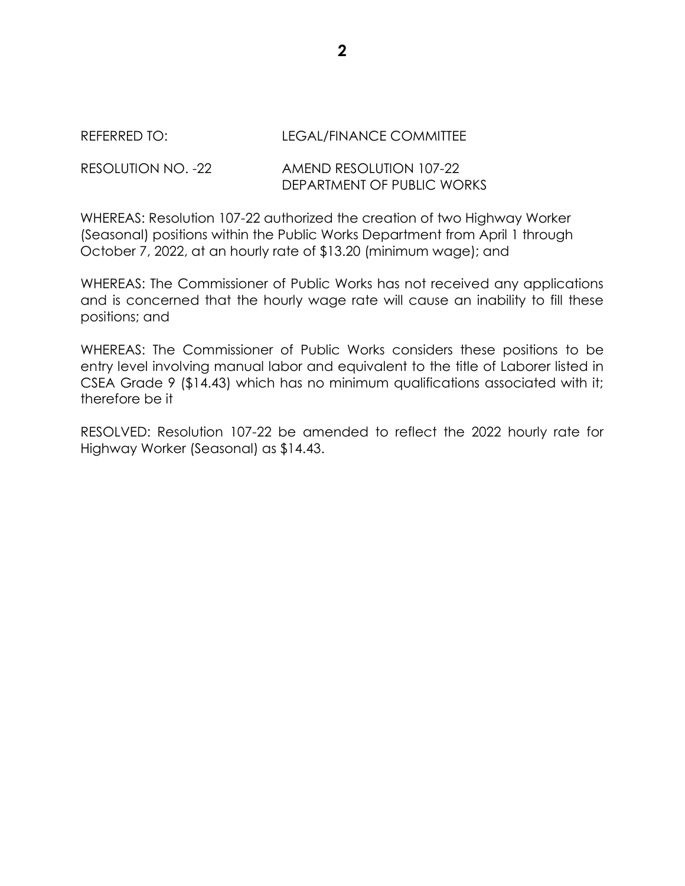REFERRED TO: LEGAL/FINANCE COMMITTEE

RESOLUTION NO. -22 AMEND RESOLUTION 107-22
DEPARTMENT OF PUBLIC WORKS

WHEREAS: Resolution 107-22 authorized the creation of two Highway Worker (Seasonal) positions within the Public Works Department from April 1 through October 7, 2022, at an hourly rate of $13.20 (minimum wage); and

WHEREAS: The Commissioner of Public Works has not received any applications and is concerned that the hourly wage rate will cause an inability to fill these positions; and

WHEREAS: The Commissioner of Public Works considers these positions to be entry level involving manual labor and equivalent to the title of Laborer listed in CSEA Grade 9 ($14.43) which has no minimum qualifications associated with it; therefore be it

RESOLVED: Resolution 107-22 be amended to reflect the 2022 hourly rate for Highway Worker (Seasonal) as $14.43.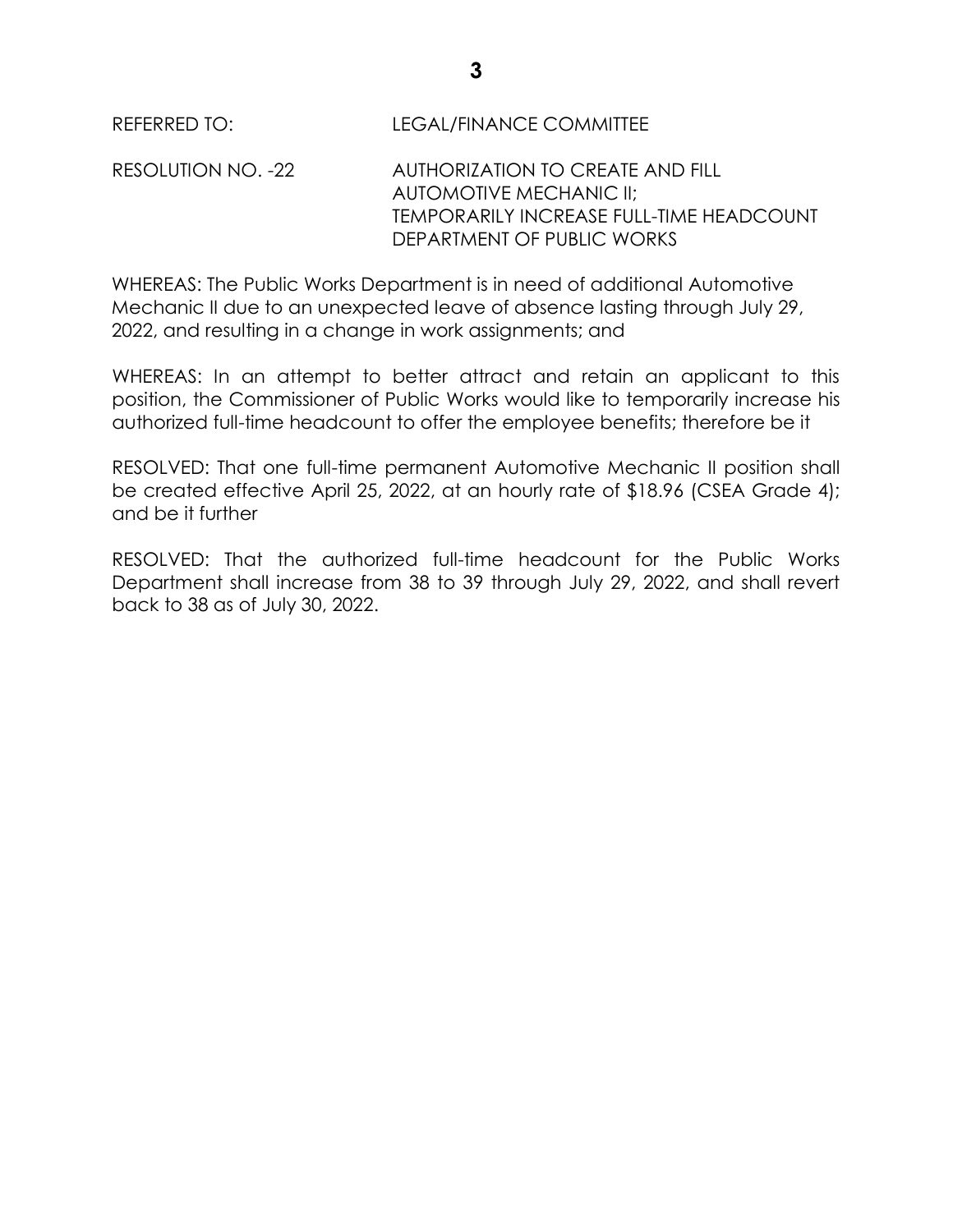REFERRED TO: LEGAL/FINANCE COMMITTEE

RESOLUTION NO. -22 AUTHORIZATION TO CREATE AND FILL AUTOMOTIVE MECHANIC II; TEMPORARILY INCREASE FULL-TIME HEADCOUNT DEPARTMENT OF PUBLIC WORKS

WHEREAS: The Public Works Department is in need of additional Automotive Mechanic II due to an unexpected leave of absence lasting through July 29, 2022, and resulting in a change in work assignments; and

WHEREAS: In an attempt to better attract and retain an applicant to this position, the Commissioner of Public Works would like to temporarily increase his authorized full-time headcount to offer the employee benefits; therefore be it

RESOLVED: That one full-time permanent Automotive Mechanic II position shall be created effective April 25, 2022, at an hourly rate of $18.96 (CSEA Grade 4); and be it further

RESOLVED: That the authorized full-time headcount for the Public Works Department shall increase from 38 to 39 through July 29, 2022, and shall revert back to 38 as of July 30, 2022.